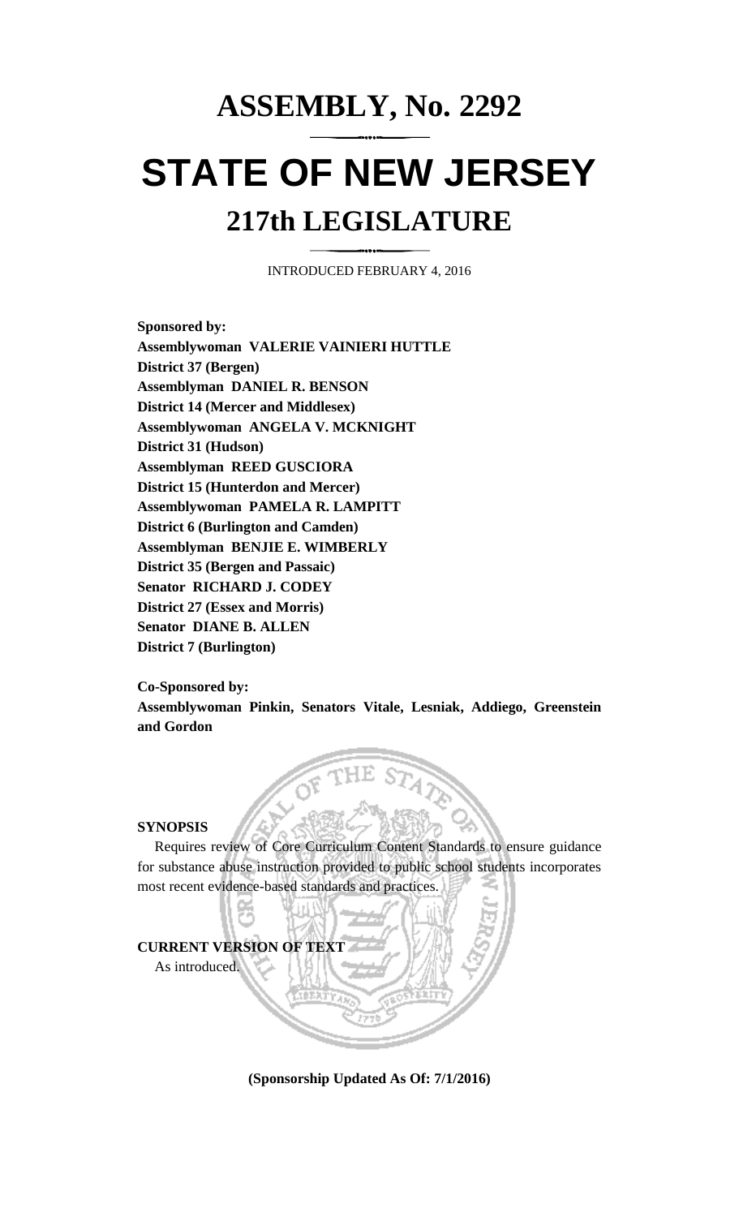# ASSEMBLY, No. 2292

# STATE OF NEW JERSEY

## 217th LEGISLATURE

INTRODUCED FEBRUARY 4, 2016

**Sponsored by:**
**Assemblywoman VALERIE VAINIERI HUTTLE**
**District 37 (Bergen)**
**Assemblyman DANIEL R. BENSON**
**District 14 (Mercer and Middlesex)**
**Assemblywoman ANGELA V. MCKNIGHT**
**District 31 (Hudson)**
**Assemblyman REED GUSCIORA**
**District 15 (Hunterdon and Mercer)**
**Assemblywoman PAMELA R. LAMPITT**
**District 6 (Burlington and Camden)**
**Assemblyman BENJIE E. WIMBERLY**
**District 35 (Bergen and Passaic)**
**Senator RICHARD J. CODEY**
**District 27 (Essex and Morris)**
**Senator DIANE B. ALLEN**
**District 7 (Burlington)**

**Co-Sponsored by:**
**Assemblywoman Pinkin, Senators Vitale, Lesniak, Addiego, Greenstein and Gordon**

**SYNOPSIS**

Requires review of Core Curriculum Content Standards to ensure guidance for substance abuse instruction provided to public school students incorporates most recent evidence-based standards and practices.

**CURRENT VERSION OF TEXT**

As introduced.

**(Sponsorship Updated As Of: 7/1/2016)**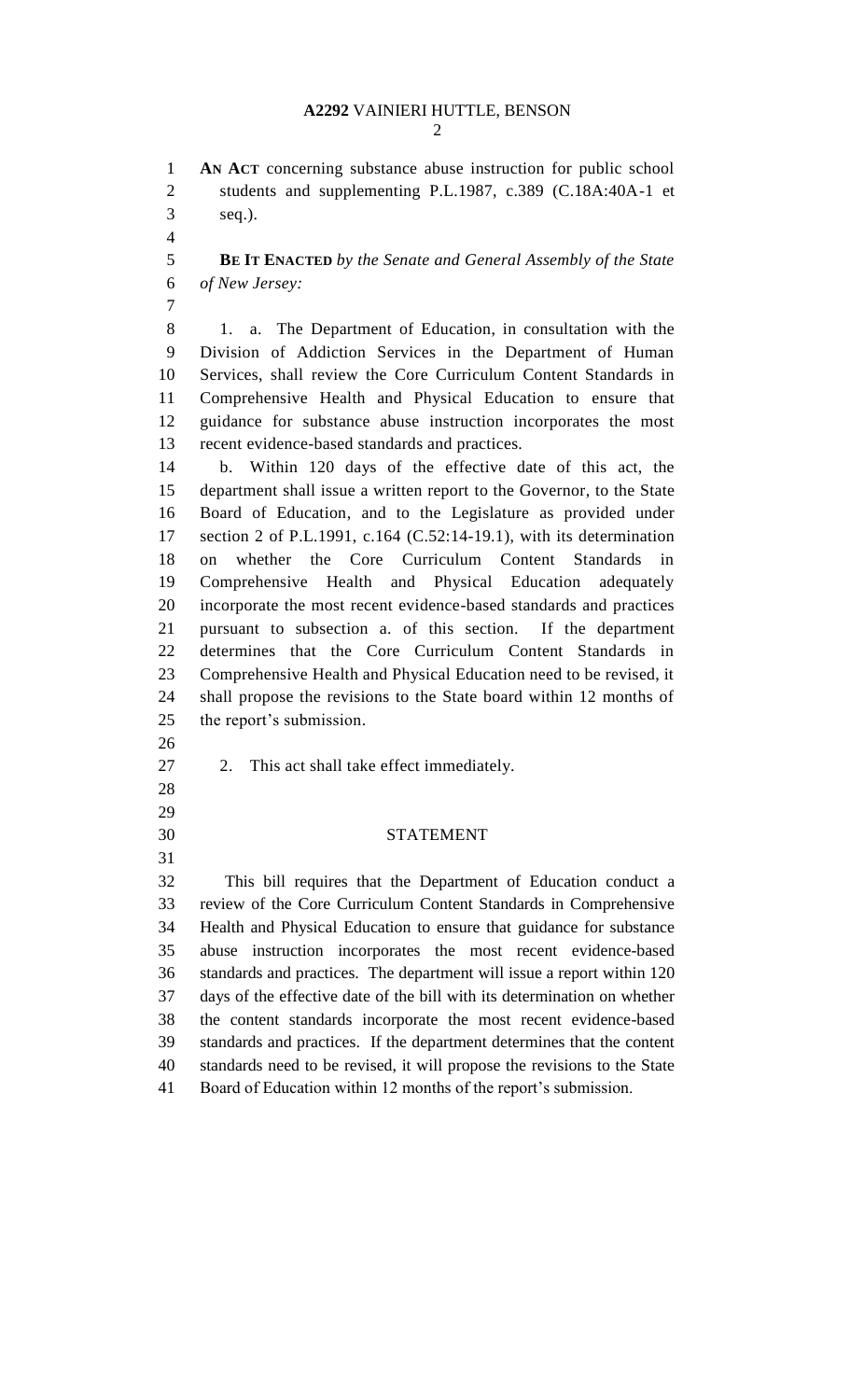**AN ACT** concerning substance abuse instruction for public school students and supplementing P.L.1987, c.389 (C.18A:40A-1 et seq.).

**BE IT ENACTED** *by the Senate and General Assembly of the State of New Jersey:*

1. a. The Department of Education, in consultation with the Division of Addiction Services in the Department of Human Services, shall review the Core Curriculum Content Standards in Comprehensive Health and Physical Education to ensure that guidance for substance abuse instruction incorporates the most recent evidence-based standards and practices.

b. Within 120 days of the effective date of this act, the department shall issue a written report to the Governor, to the State Board of Education, and to the Legislature as provided under section 2 of P.L.1991, c.164 (C.52:14-19.1), with its determination on whether the Core Curriculum Content Standards in Comprehensive Health and Physical Education adequately incorporate the most recent evidence-based standards and practices pursuant to subsection a. of this section. If the department determines that the Core Curriculum Content Standards in Comprehensive Health and Physical Education need to be revised, it shall propose the revisions to the State board within 12 months of the report's submission.

2. This act shall take effect immediately.

## STATEMENT

This bill requires that the Department of Education conduct a review of the Core Curriculum Content Standards in Comprehensive Health and Physical Education to ensure that guidance for substance abuse instruction incorporates the most recent evidence-based standards and practices. The department will issue a report within 120 days of the effective date of the bill with its determination on whether the content standards incorporate the most recent evidence-based standards and practices. If the department determines that the content standards need to be revised, it will propose the revisions to the State Board of Education within 12 months of the report's submission.